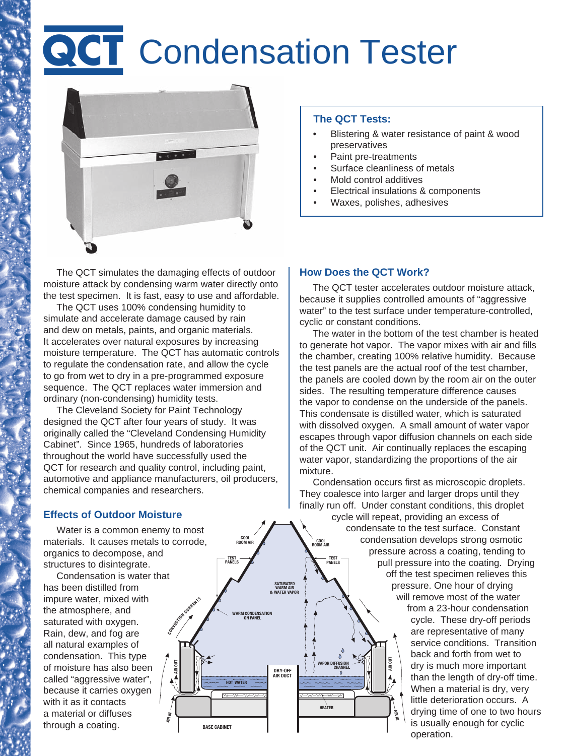# QCT Condensation Tester

### The QCT Tests:

- Blistering & water resistance of paint & wood preservatives
- Paint pre-treatments
- Surface cleanliness of metals
- Mold control additives
- Electrical insulations & components
- Waxes, polishes, adhesives

The QCT simulates the damaging effects of outdoor moisture attack by condensing warm water directly onto the test specimen. It is fast, easy to use and affordable.

The QCT uses 100% condensing humidity to simulate and accelerate damage caused by rain and dew on metals, paints, and organic materials. It accelerates over natural exposures by increasing moisture temperature. The QCT has automatic controls to regulate the condensation rate, and allow the cycle to go from wet to dry in a pre-programmed exposure sequence. The QCT replaces water immersion and ordinary (non-condensing) humidity tests.

The Cleveland Society for Paint Technology designed the QCT after four years of study. It was originally called the "Cleveland Condensing Humidity Cabinet". Since 1965, hundreds of laboratories throughout the world have successfully used the QCT for research and quality control, including paint, automotive and appliance manufacturers, oil producers, chemical companies and researchers.

## Effects of Outdoor Moisture

Water is a common enemy to most materials. It causes metals to corrode, organics to decompose, and structures to disintegrate.

Condensation is water that has been distilled from impure water, mixed with the atmosphere, and saturated with oxygen. Rain, dew, and fog are all natural examples of condensation. This type of moisture has also been called "aggressive water", because it carries oxygen with it as it contacts a material or diffuses through a coating.

COOL ROOM AIR
TEST PANELS
COOL ROOM AIR
TEST PANELS
SATURATED WARM AIR & WATER VAPOR
CONVECTION CURRENTS
WARM CONDENSATION ON PANEL
AIR OUT
AIR OUT
VAPOR DIFFUSION CHANNEL
DRY-OFF AIR DUCT
HOT WATER
HEATER
AIR IN
AIR IN
BASE CABINET

## How Does the QCT Work?

The QCT tester accelerates outdoor moisture attack, because it supplies controlled amounts of "aggressive water" to the test surface under temperature-controlled, cyclic or constant conditions.

The water in the bottom of the test chamber is heated to generate hot vapor. The vapor mixes with air and fills the chamber, creating 100% relative humidity. Because the test panels are the actual roof of the test chamber, the panels are cooled down by the room air on the outer sides. The resulting temperature difference causes the vapor to condense on the underside of the panels. This condensate is distilled water, which is saturated with dissolved oxygen. A small amount of water vapor escapes through vapor diffusion channels on each side of the QCT unit. Air continually replaces the escaping water vapor, standardizing the proportions of the air mixture.

Condensation occurs first as microscopic droplets. They coalesce into larger and larger drops until they finally run off. Under constant conditions, this droplet cycle will repeat, providing an excess of condensate to the test surface. Constant condensation develops strong osmotic pressure across a coating, tending to pull pressure into the coating. Drying off the test specimen relieves this pressure. One hour of drying will remove most of the water from a 23-hour condensation cycle. These dry-off periods are representative of many service conditions. Transition back and forth from wet to dry is much more important than the length of dry-off time. When a material is dry, very little deterioration occurs. A drying time of one to two hours is usually enough for cyclic operation.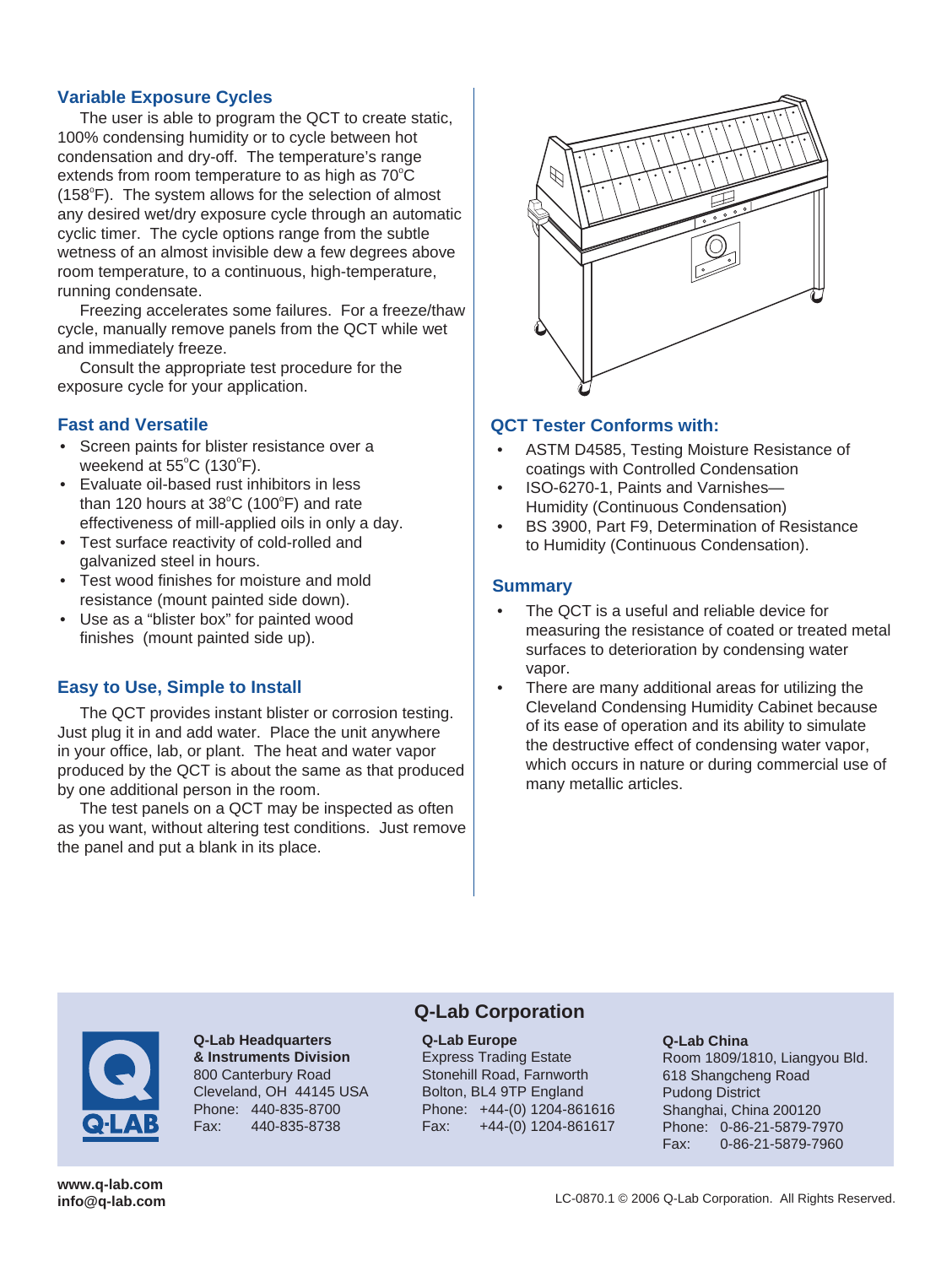## Variable Exposure Cycles

The user is able to program the QCT to create static, 100% condensing humidity or to cycle between hot condensation and dry-off. The temperature's range extends from room temperature to as high as 70°C (158°F). The system allows for the selection of almost any desired wet/dry exposure cycle through an automatic cyclic timer. The cycle options range from the subtle wetness of an almost invisible dew a few degrees above room temperature, to a continuous, high-temperature, running condensate.

Freezing accelerates some failures. For a freeze/thaw cycle, manually remove panels from the QCT while wet and immediately freeze.

Consult the appropriate test procedure for the exposure cycle for your application.

## Fast and Versatile

- Screen paints for blister resistance over a weekend at 55°C (130°F).
- Evaluate oil-based rust inhibitors in less than 120 hours at 38°C (100°F) and rate effectiveness of mill-applied oils in only a day.
- Test surface reactivity of cold-rolled and galvanized steel in hours.
- Test wood finishes for moisture and mold resistance (mount painted side down).
- Use as a "blister box" for painted wood finishes (mount painted side up).

## Easy to Use, Simple to Install

The QCT provides instant blister or corrosion testing. Just plug it in and add water. Place the unit anywhere in your office, lab, or plant. The heat and water vapor produced by the QCT is about the same as that produced by one additional person in the room.

The test panels on a QCT may be inspected as often as you want, without altering test conditions. Just remove the panel and put a blank in its place.

## QCT Tester Conforms with:

- ASTM D4585, Testing Moisture Resistance of coatings with Controlled Condensation
- ISO-6270-1, Paints and Varnishes—Humidity (Continuous Condensation)
- BS 3900, Part F9, Determination of Resistance to Humidity (Continuous Condensation).

## Summary

- The QCT is a useful and reliable device for measuring the resistance of coated or treated metal surfaces to deterioration by condensing water vapor.
- There are many additional areas for utilizing the Cleveland Condensing Humidity Cabinet because of its ease of operation and its ability to simulate the destructive effect of condensing water vapor, which occurs in nature or during commercial use of many metallic articles.

## Q-Lab Corporation

**Q-Lab Headquarters & Instruments Division**
800 Canterbury Road
Cleveland, OH 44145 USA
Phone: 440-835-8700
Fax: 440-835-8738

**Q-Lab Europe**
Express Trading Estate
Stonehill Road, Farnworth
Bolton, BL4 9TP England
Phone: +44-(0) 1204-861616
Fax: +44-(0) 1204-861617

**Q-Lab China**
Room 1809/1810, Liangyou Bld.
618 Shangcheng Road
Pudong District
Shanghai, China 200120
Phone: 0-86-21-5879-7970
Fax: 0-86-21-5879-7960

**www.q-lab.com**
**info@q-lab.com**

LC-0870.1 © 2006 Q-Lab Corporation. All Rights Reserved.